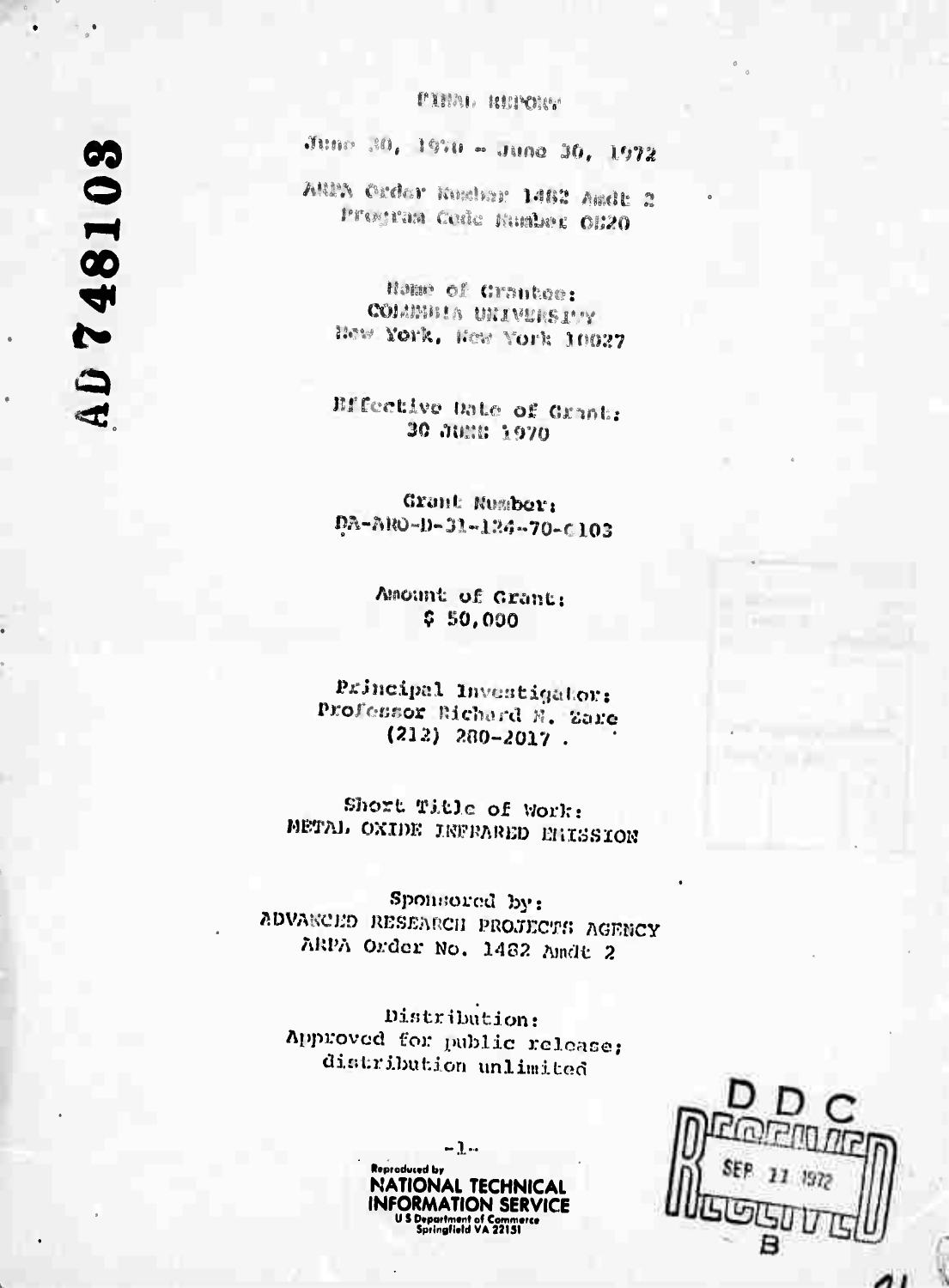AD 748103

FINAL REPORT

June 30, 1970 - June 30, 1972

ARPA Order Number 1482 Amdt 2
Program Code Number 0E20

Name of Grantee:
COLUMBIA UNIVERSITY
New York, New York 10027

Effective Date of Grant:
30 JUNE 1970

Grant Number:
DA-ARO-D-31-124-70-G103

Amount of Grant:
$ 50,000

Principal Investigator:
Professor Richard N. Zare
(212) 280-2017 .

Short Title of Work:
METAL OXIDE INFRARED EMISSION

Sponsored by:
ADVANCED RESEARCH PROJECTS AGENCY
ARPA Order No. 1482 Amdt 2

Distribution:
Approved for public release;
distribution unlimited

Reproduced by
NATIONAL TECHNICAL
INFORMATION SERVICE
U S Department of Commerce
Springfield VA 22151

DDC
RECEIVED
SEP 11 1972
B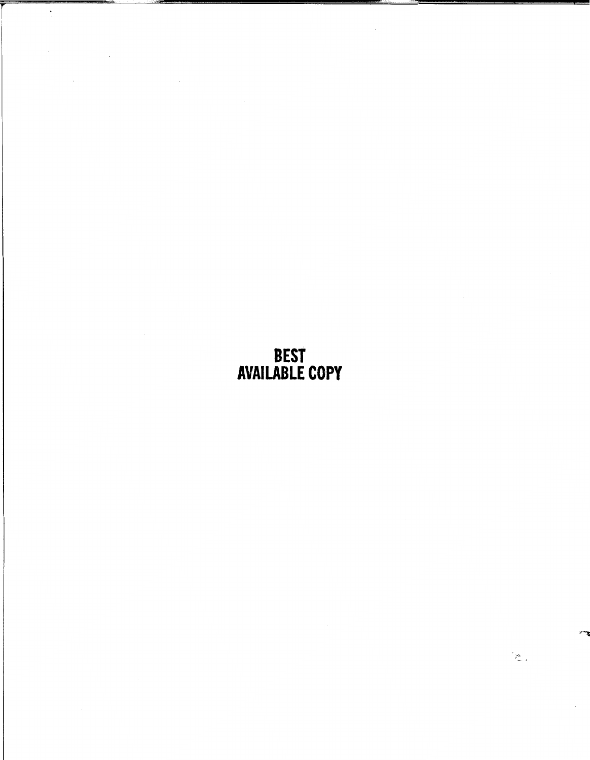**BEST AVAILABLE COPY**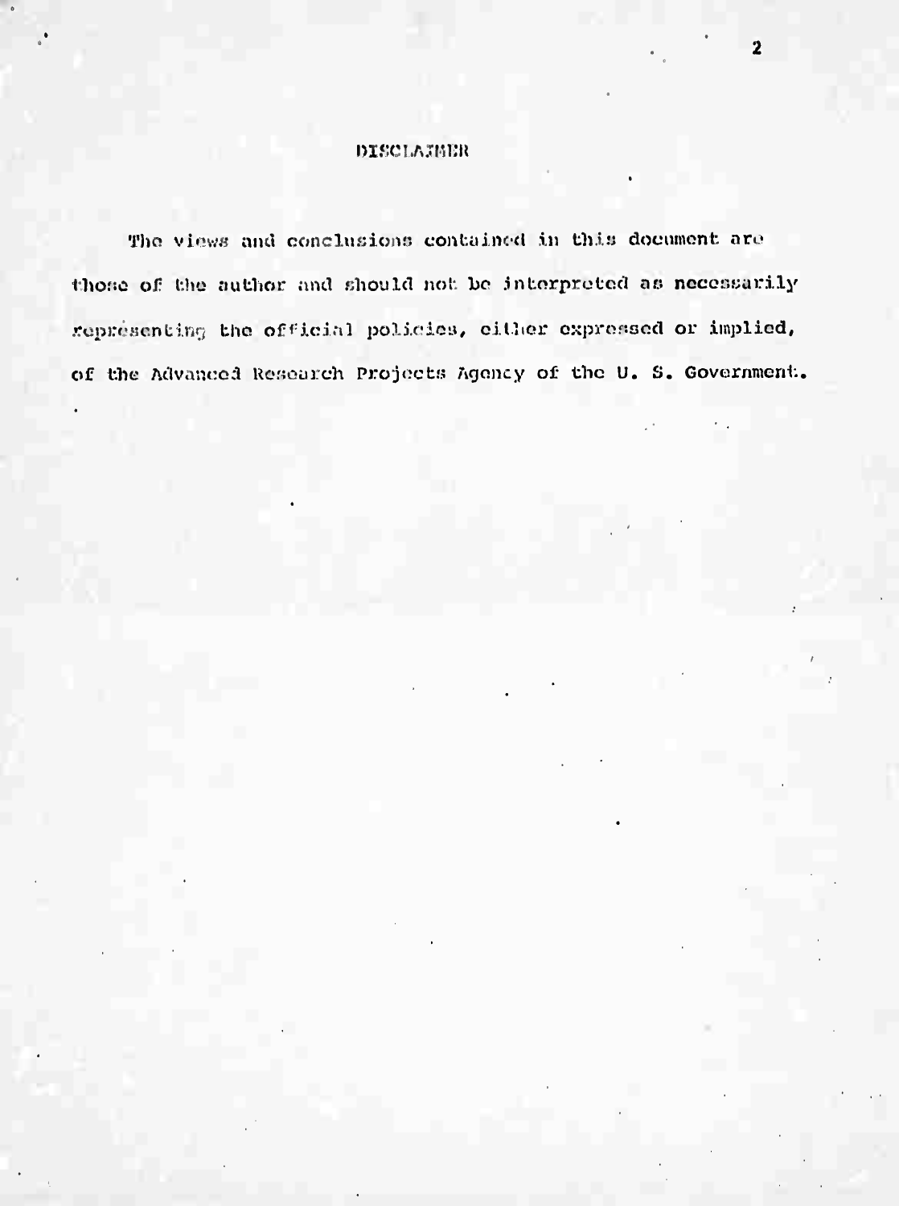## DISCLAIMER

The views and conclusions contained in this document are those of the author and should not be interpreted as necessarily representing the official policies, either expressed or implied, of the Advanced Research Projects Agency of the U. S. Government.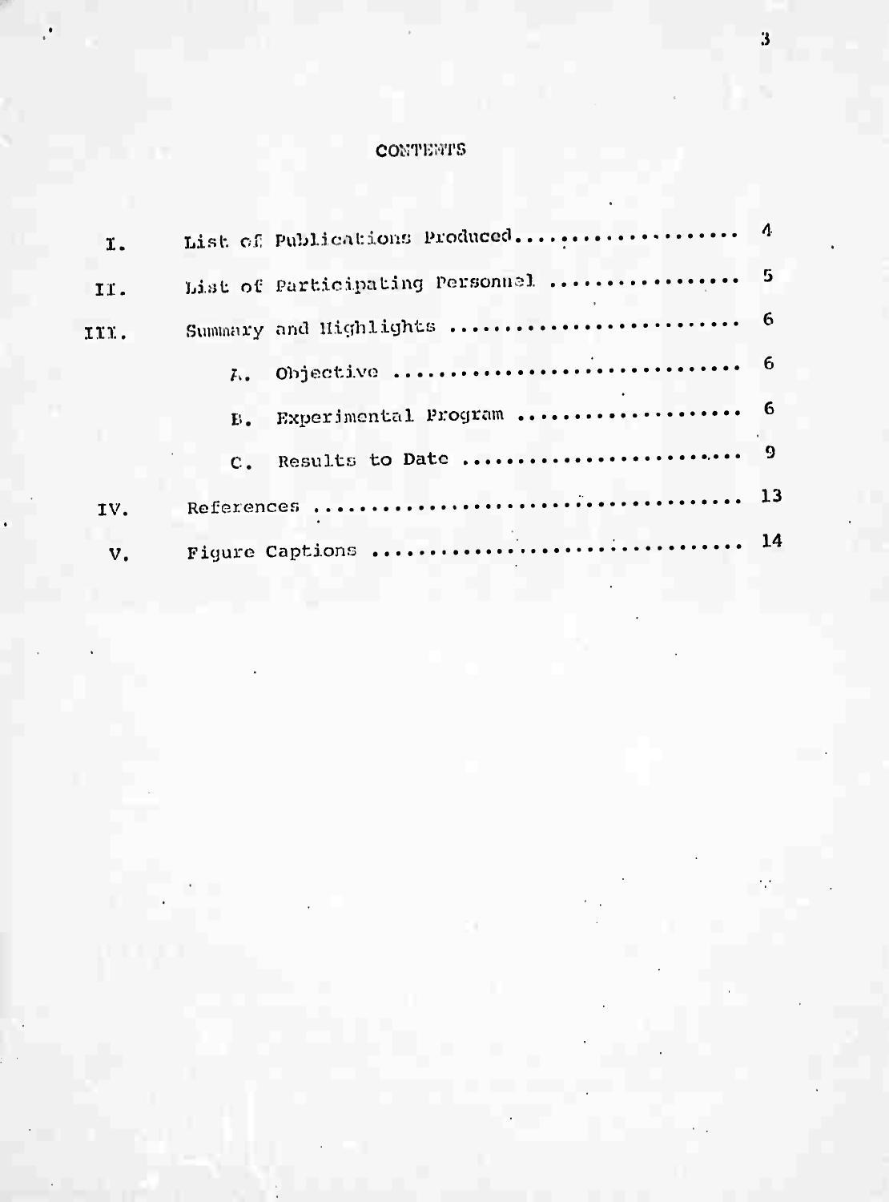# CONTENTS

| | | |
|---|---|---|
| I. | List of Publications Produced | 4 |
| II. | List of Participating Personnel | 5 |
| III. | Summary and Highlights | 6 |
| | A. Objective | 6 |
| | B. Experimental Program | 6 |
| | C. Results to Date | 9 |
| IV. | References | 13 |
| V. | Figure Captions | 14 |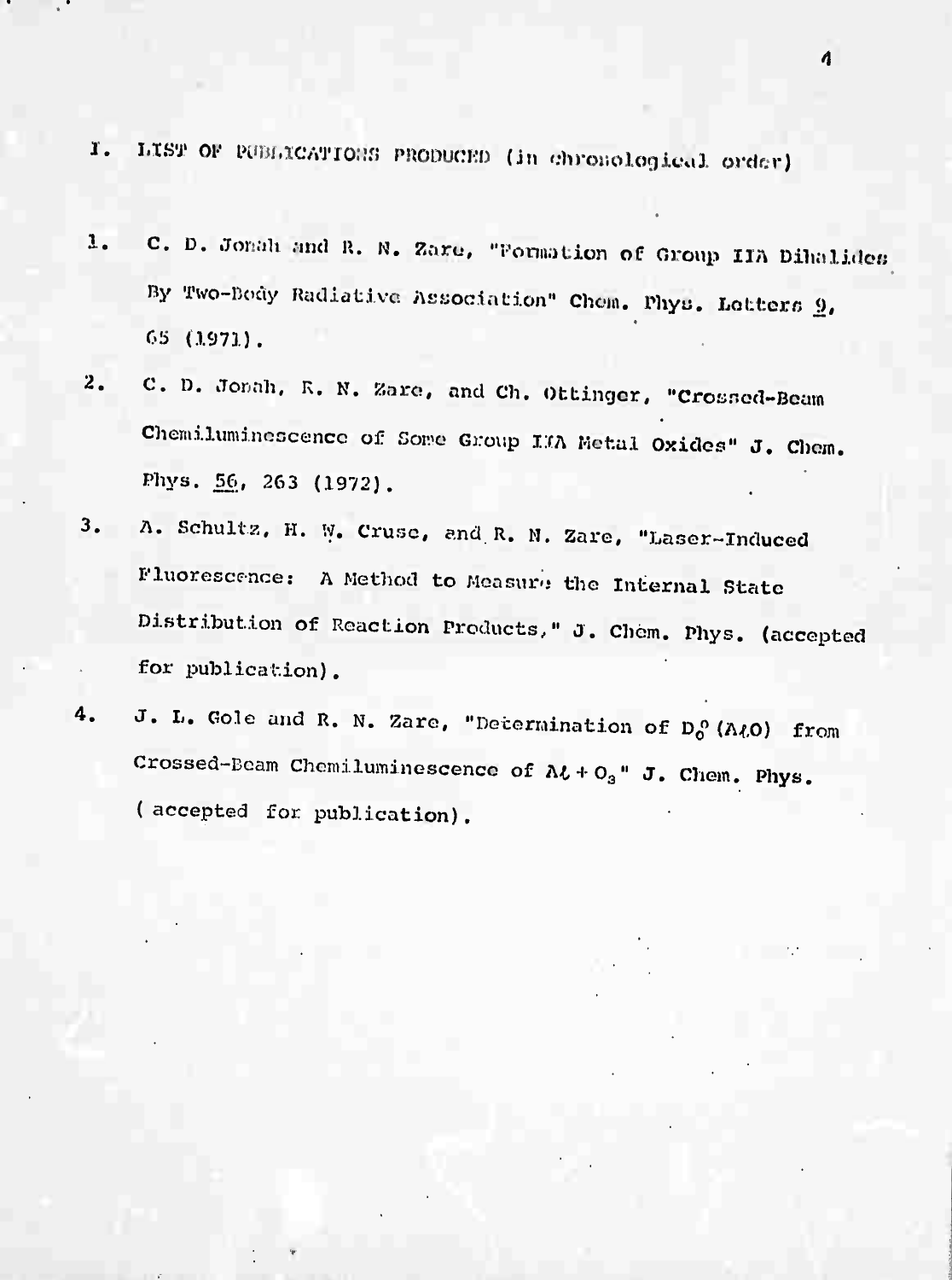## I. LIST OF PUBLICATIONS PRODUCED (in chronological order)

1. C. D. Jonah and R. N. Zare, "Formation of Group IIA Dihalides By Two-Body Radiative Association" Chem. Phys. Letters 9, 65 (1971).

2. C. D. Jonah, R. N. Zare, and Ch. Ottinger, "Crossed-Beam Chemiluminescence of Some Group IIA Metal Oxides" J. Chem. Phys. 56, 263 (1972).

3. A. Schultz, H. W. Cruse, and R. N. Zare, "Laser-Induced Fluorescence: A Method to Measure the Internal State Distribution of Reaction Products," J. Chem. Phys. (accepted for publication).

4. J. L. Gole and R. N. Zare, "Determination of $D_0^0(AlO)$ from Crossed-Beam Chemiluminescence of $Al + O_3$" J. Chem. Phys. (accepted for publication).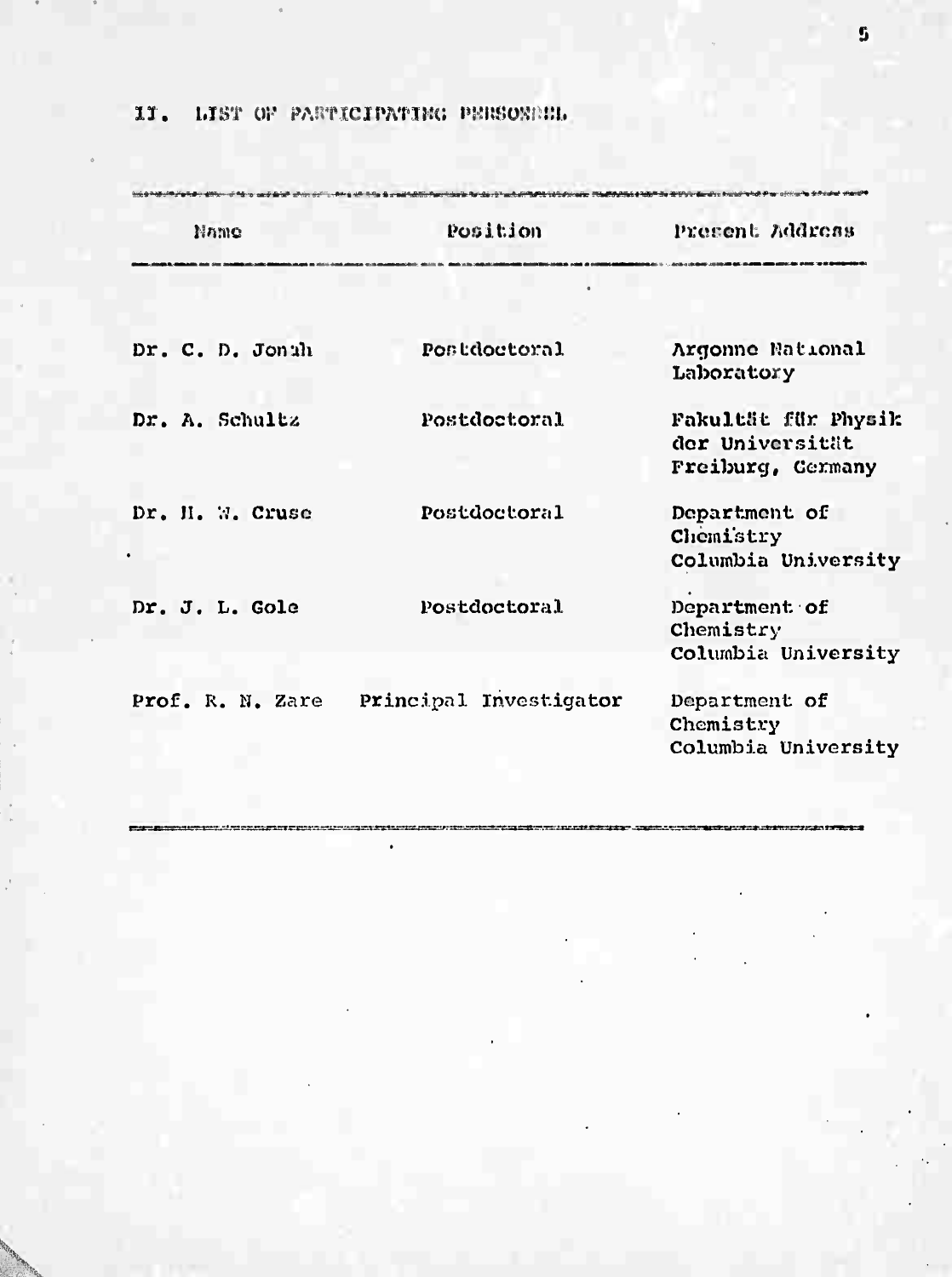## II. LIST OF PARTICIPATING PERSONNEL

| Name | Position | Present Address |
|---|---|---|
| Dr. C. D. Jonah | Postdoctoral | Argonne National Laboratory |
| Dr. A. Schultz | Postdoctoral | Fakultät für Physik der Universität Freiburg, Germany |
| Dr. H. W. Cruse | Postdoctoral | Department of Chemistry Columbia University |
| Dr. J. L. Gole | Postdoctoral | Department of Chemistry Columbia University |
| Prof. R. N. Zare | Principal Investigator | Department of Chemistry Columbia University |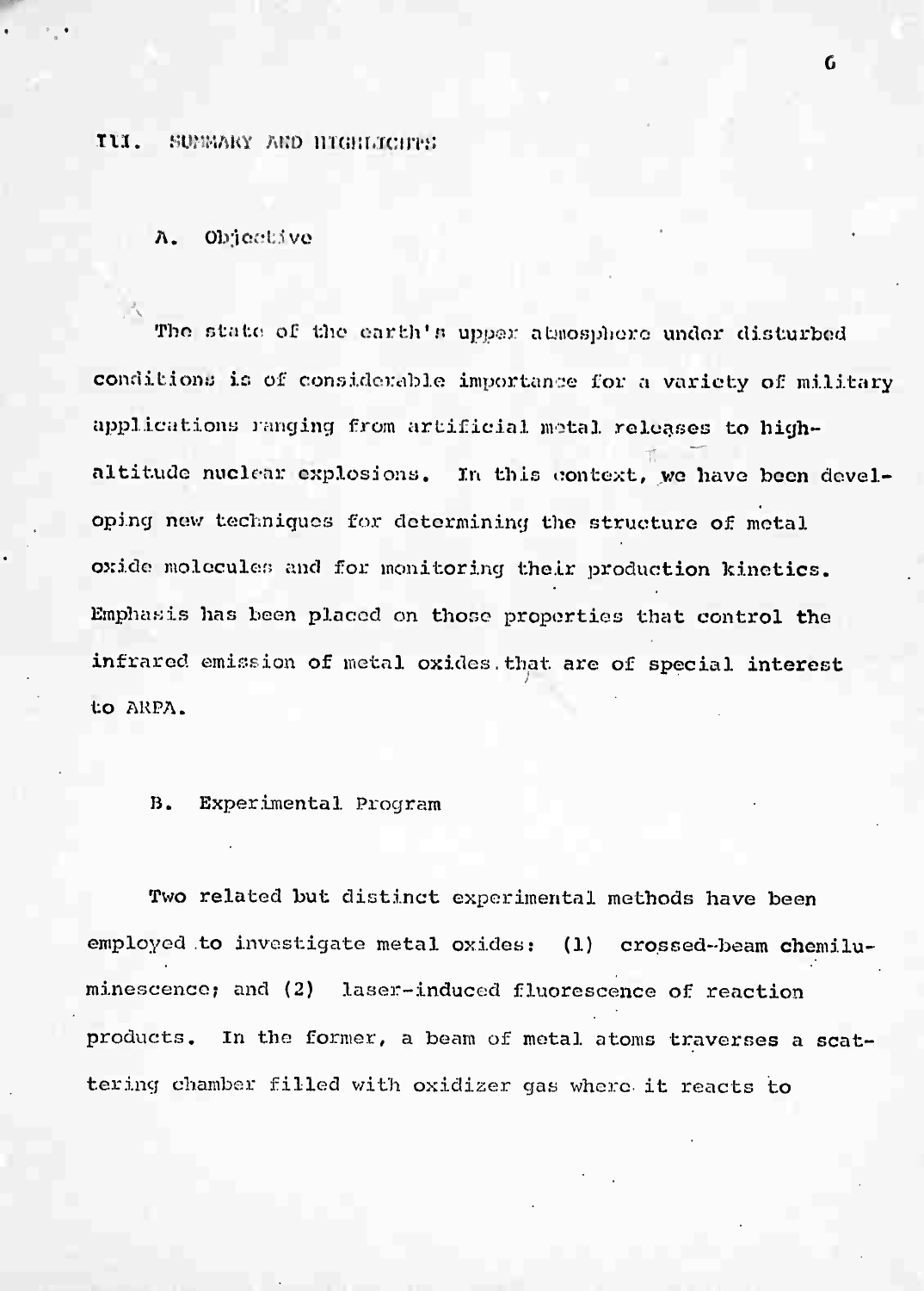## III. SUMMARY AND HIGHLIGHTS

### A. Objective

The state of the earth's upper atmosphere under disturbed conditions is of considerable importance for a variety of military applications ranging from artificial metal releases to high-altitude nuclear explosions. In this context, we have been developing new techniques for determining the structure of metal oxide molecules and for monitoring their production kinetics. Emphasis has been placed on those properties that control the infrared emission of metal oxides that are of special interest to ARPA.

### B. Experimental Program

Two related but distinct experimental methods have been employed to investigate metal oxides: (1) crossed-beam chemiluminescence; and (2) laser-induced fluorescence of reaction products. In the former, a beam of metal atoms traverses a scattering chamber filled with oxidizer gas where it reacts to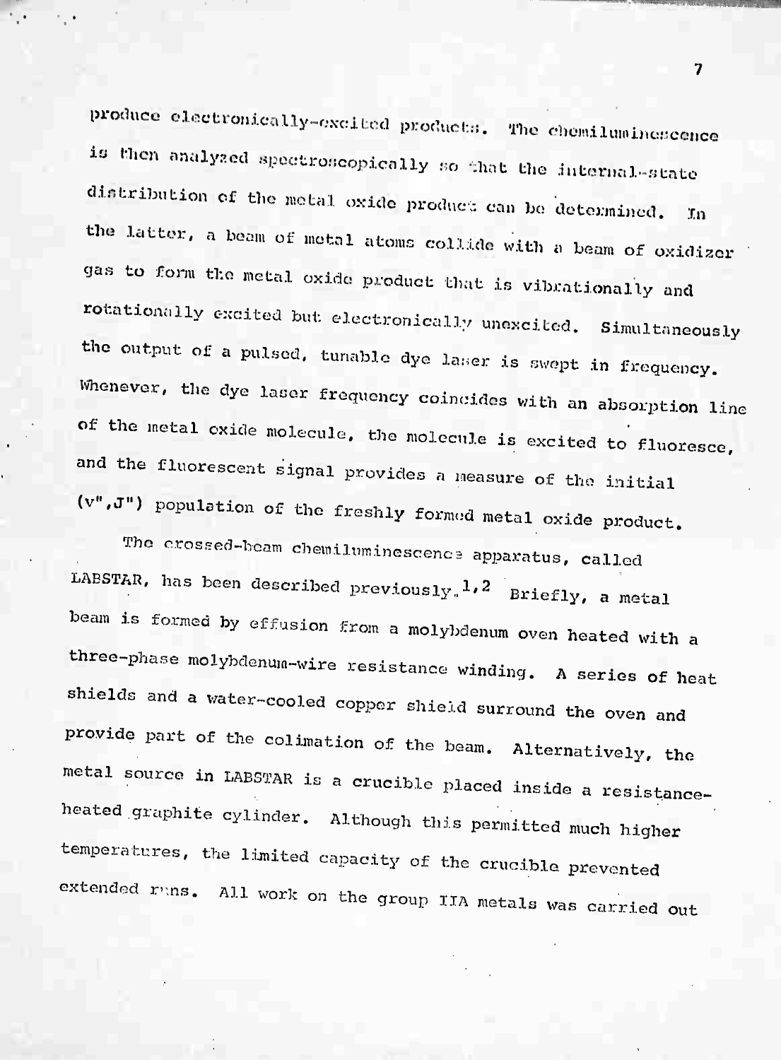produce electronically-excited products. The chemiluminescence is then analyzed spectroscopically so that the internal-state distribution of the metal oxide product can be determined. In the latter, a beam of metal atoms collide with a beam of oxidizer gas to form the metal oxide product that is vibrationally and rotationally excited but electronically unexcited. Simultaneously the output of a pulsed, tunable dye laser is swept in frequency. Whenever, the dye laser frequency coincides with an absorption line of the metal oxide molecule, the molecule is excited to fluoresce, and the fluorescent signal provides a measure of the initial (v",J") population of the freshly formed metal oxide product.

The crossed-beam chemiluminescence apparatus, called LABSTAR, has been described previously.[1,2] Briefly, a metal beam is formed by effusion from a molybdenum oven heated with a three-phase molybdenum-wire resistance winding. A series of heat shields and a water-cooled copper shield surround the oven and provide part of the colimation of the beam. Alternatively, the metal source in LABSTAR is a crucible placed inside a resistance-heated graphite cylinder. Although this permitted much higher temperatures, the limited capacity of the crucible prevented extended runs. All work on the group IIA metals was carried out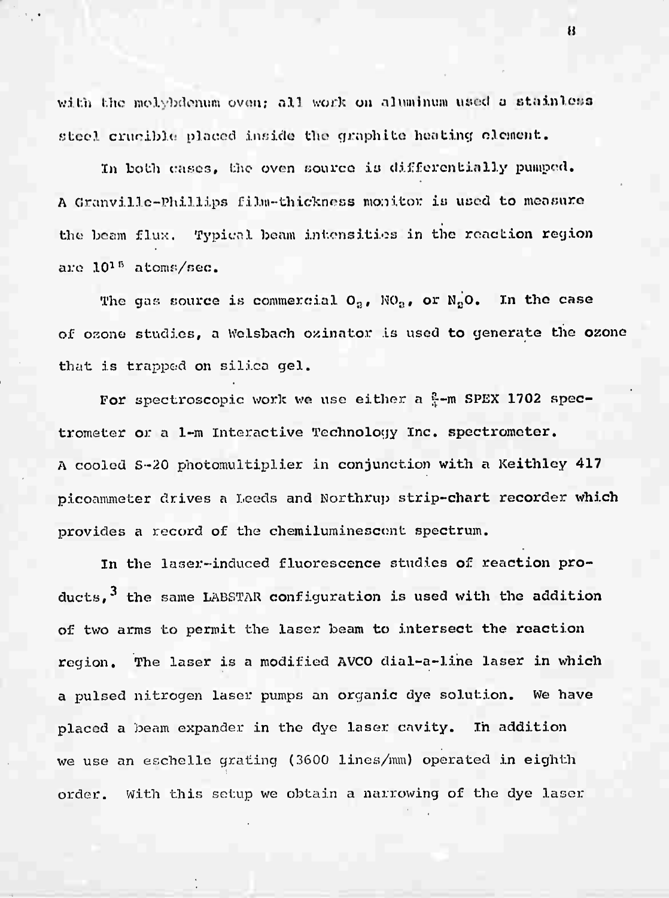with the molybdenum oven; all work on aluminum used a stainless steel crucible placed inside the graphite heating element.

In both cases, the oven source is differentially pumped. A Granville-Phillips film-thickness monitor is used to measure the beam flux. Typical beam intensities in the reaction region are $10^{15}$ atoms/sec.

The gas source is commercial $O_2$, $NO_2$, or $N_2O$. In the case of ozone studies, a Welsbach ozinator is used to generate the ozone that is trapped on silica gel.

For spectroscopic work we use either a $\frac{3}{4}$-m SPEX 1702 spectrometer or a 1-m Interactive Technology Inc. spectrometer. A cooled S-20 photomultiplier in conjunction with a Keithley 417 picoammeter drives a Leeds and Northrup strip-chart recorder which provides a record of the chemiluminescent spectrum.

In the laser-induced fluorescence studies of reaction products,[3] the same LABSTAR configuration is used with the addition of two arms to permit the laser beam to intersect the reaction region. The laser is a modified AVCO dial-a-line laser in which a pulsed nitrogen laser pumps an organic dye solution. We have placed a beam expander in the dye laser cavity. In addition we use an eschelle grating (3600 lines/mm) operated in eighth order. With this setup we obtain a narrowing of the dye laser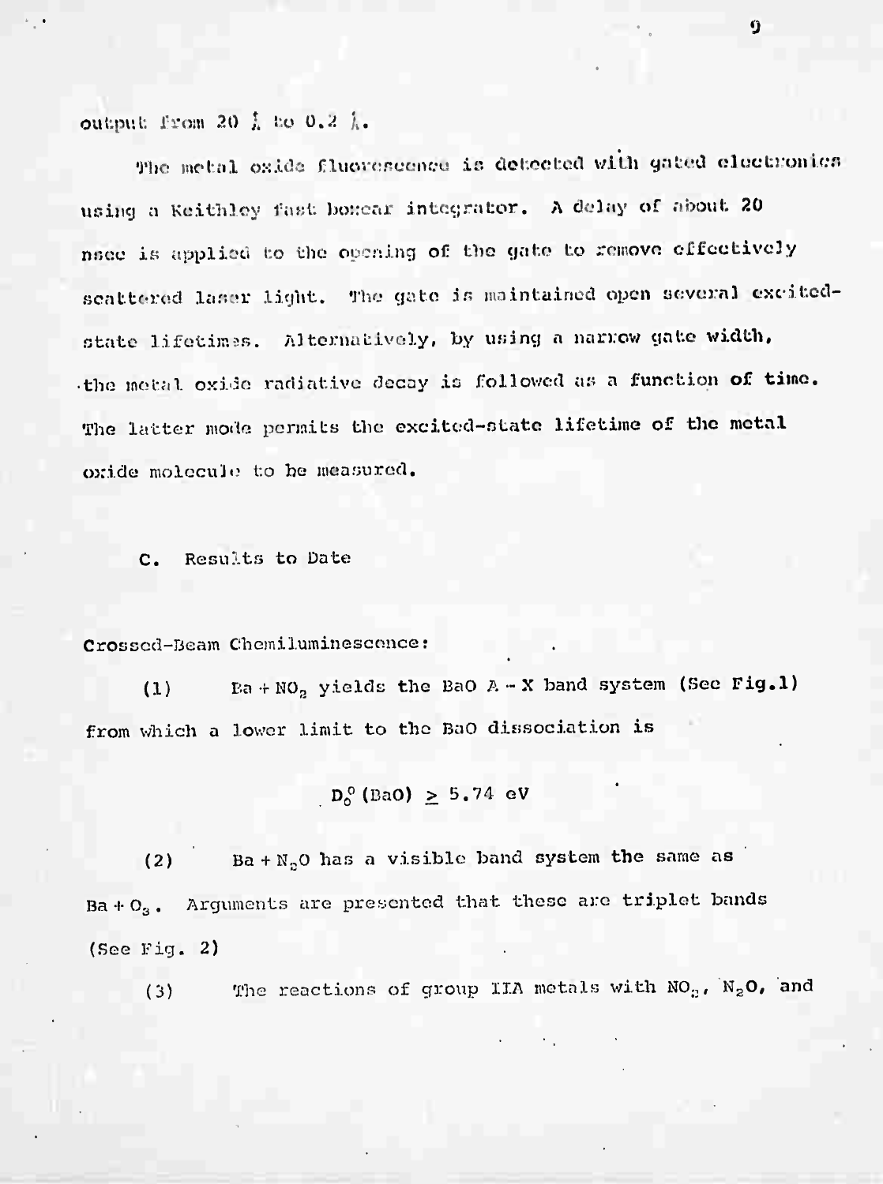output from 20 Å to 0.2 Å.

The metal oxide fluorescence is detected with gated electronics using a Keithley fast boxcar integrator. A delay of about 20 nsec is applied to the opening of the gate to remove effectively scattered laser light. The gate is maintained open several excited-state lifetimes. Alternatively, by using a narrow gate width, the metal oxide radiative decay is followed as a function of time. The latter mode permits the excited-state lifetime of the metal oxide molecule to be measured.

### C. Results to Date

Crossed-Beam Chemiluminescence:

(1) $Ba + NO_2$ yields the BaO A – X band system (See Fig.1) from which a lower limit to the BaO dissociation is

$$D_0^0(BaO) \geq 5.74 \text{ eV}$$

(2) $Ba + N_2O$ has a visible band system the same as $Ba + O_3$. Arguments are presented that these are triplet bands (See Fig. 2)

(3) The reactions of group IIA metals with $NO_2$, $N_2O$, and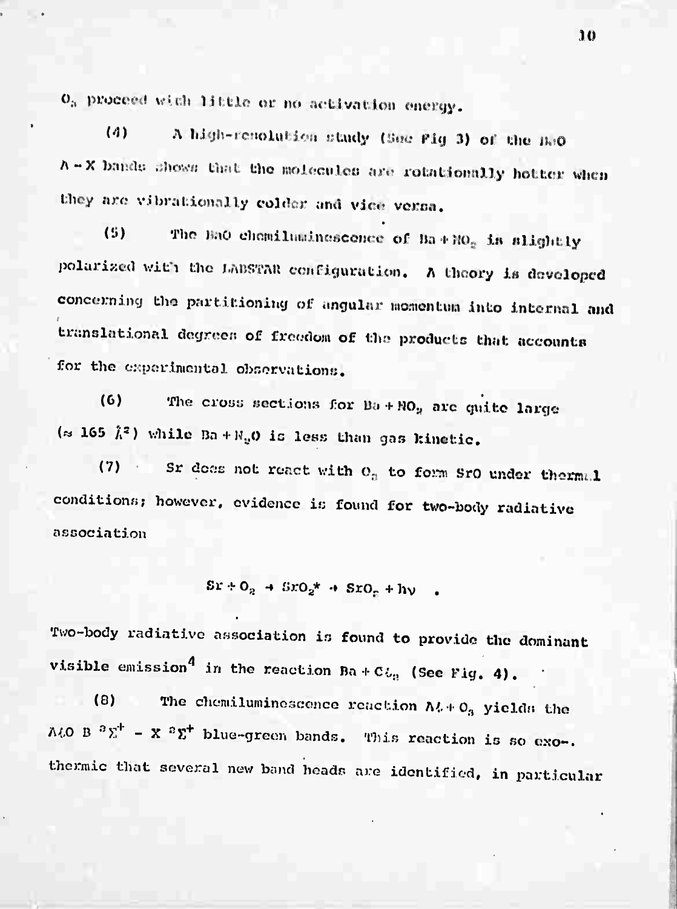$O_3$ proceed with little or no activation energy.

(4) A high-resolution study (See Fig 3) of the BaO A – X bands shows that the molecules are rotationally hotter when they are vibrationally colder and vice versa.

(5) The BaO chemiluminescence of Ba + $NO_2$ is slightly polarized with the LABSTAR configuration. A theory is developed concerning the partitioning of angular momentum into internal and translational degrees of freedom of the products that accounts for the experimental observations.

(6) The cross sections for Ba + $NO_2$ are quite large ($\approx$ 165 $Å^2$) while Ba + $N_2O$ is less than gas kinetic.

(7) Sr does not react with $O_2$ to form SrO under thermal conditions; however, evidence is found for two-body radiative association

$$Sr + O_2 \rightarrow SrO_2^* \rightarrow SrO_2 + h\nu \quad .$$

Two-body radiative association is found to provide the dominant visible emission[4] in the reaction Ba + $Cl_2$ (See Fig. 4).

(8) The chemiluminescence reaction Al + $O_3$ yields the AlO B $^2\Sigma^+$ – X $^2\Sigma^+$ blue-green bands. This reaction is so exothermic that several new band heads are identified, in particular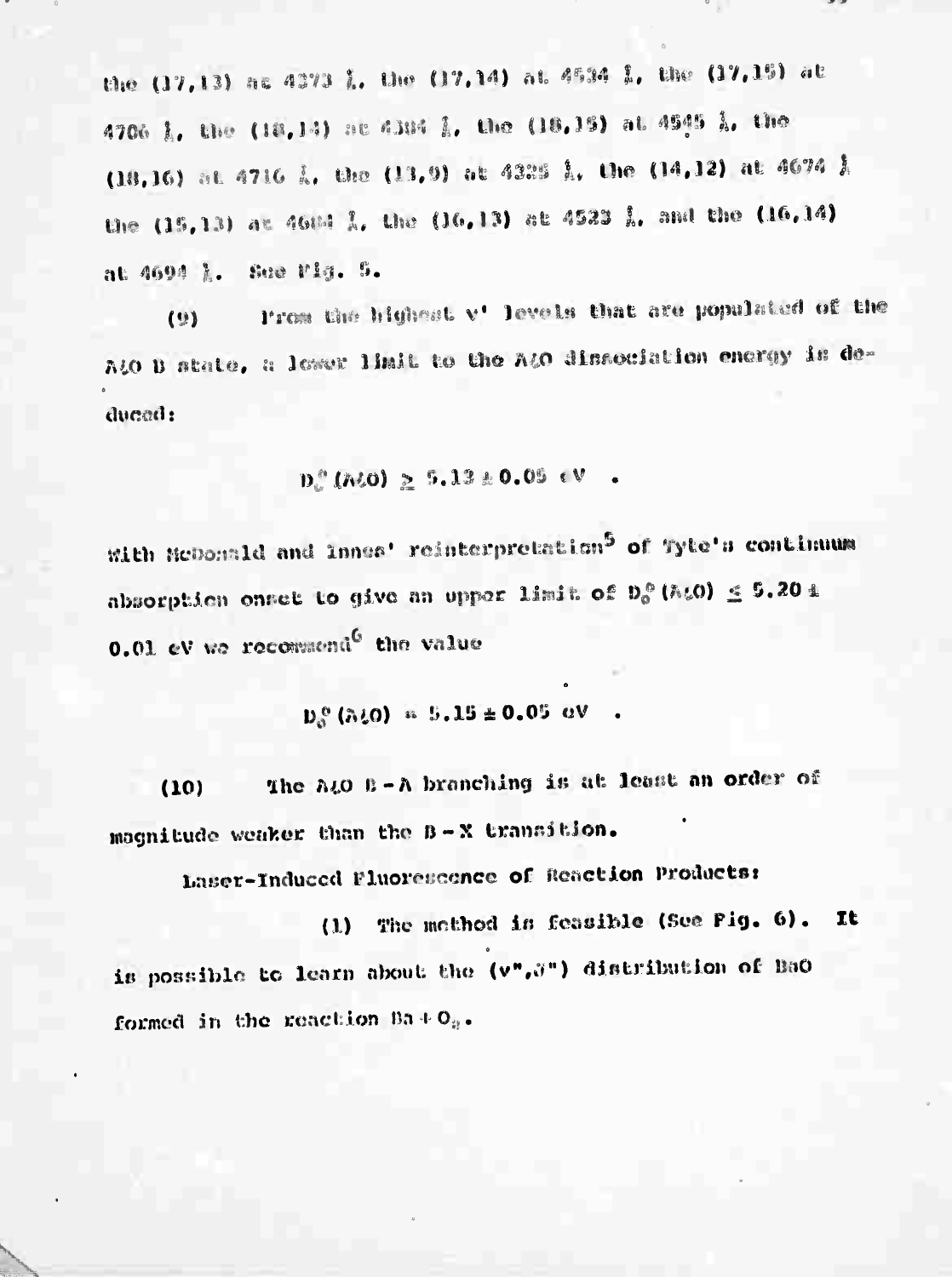the (17,13) at 4373 Å, the (17,14) at 4534 Å, the (17,15) at 4706 Å, the (18,14) at 4384 Å, the (18,15) at 4545 Å, the (18,16) at 4716 Å, the (13,9) at 4325 Å, the (14,12) at 4674 Å the (15,13) at 4684 Å, the (16,13) at 4523 Å, and the (16,14) at 4694 Å. See Fig. 5.

(9) From the highest v' levels that are populated of the AlO B state, a lower limit to the AlO dissociation energy is deduced:

$$D_0^o(AlO) \geq 5.13 \pm 0.05 \text{ eV} \quad .$$

With McDonald and Innes' reinterpretation[5] of Tyte's continuum absorption onset to give an upper limit of $D_0^o(AlO) \leq 5.20 \pm 0.01$ eV we recommend[6] the value

$$D_0^o(AlO) = 5.15 \pm 0.05 \text{ eV} \quad .$$

(10) The AlO B - A branching is at least an order of magnitude weaker than the B - X transition.

Laser-Induced Fluorescence of Reaction Products:

(1) The method is feasible (See Fig. 6). It is possible to learn about the (v",J") distribution of BaO formed in the reaction $Ba + O_2$.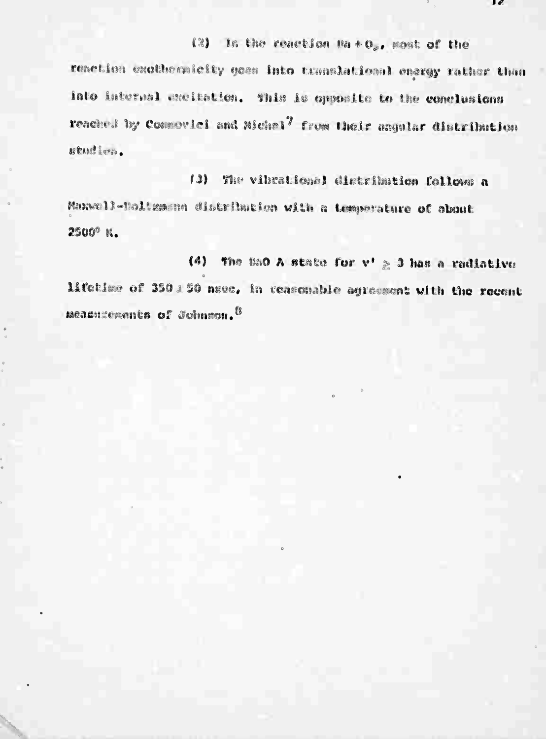(2) In the reaction Ba + $O_2$, most of the reaction exothermicity goes into translational energy rather than into internal excitation. This is opposite to the conclusions reached by Cosmovici and Michel[7] from their angular distribution studies.

(3) The vibrational distribution follows a Maxwell-Boltzmann distribution with a temperature of about 2500° K.

(4) The BaO A state for $v' \geq 3$ has a radiative lifetime of 350 ± 50 nsec, in reasonable agreement with the recent measurements of Johnson.[8]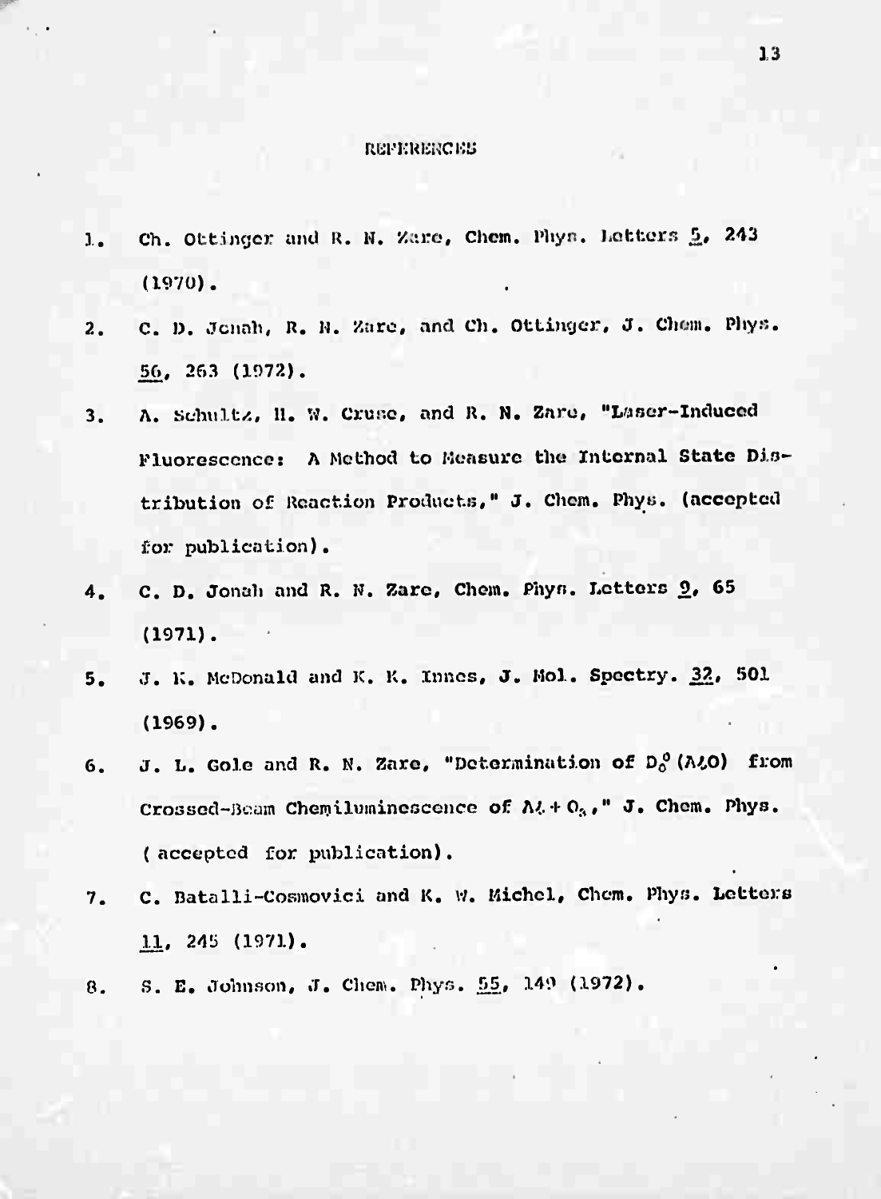## REFERENCES

1. Ch. Ottinger and R. N. Zare, Chem. Phys. Letters <u>5</u>, 243 (1970).
2. C. D. Jonah, R. N. Zare, and Ch. Ottinger, J. Chem. Phys. <u>56</u>, 263 (1972).
3. A. Schultz, H. W. Cruse, and R. N. Zare, "Laser-Induced Fluorescence: A Method to Measure the Internal State Distribution of Reaction Products," J. Chem. Phys. (accepted for publication).
4. C. D. Jonah and R. N. Zare, Chem. Phys. Letters <u>9</u>, 65 (1971).
5. J. K. McDonald and K. K. Innes, J. Mol. Spectry. <u>32</u>, 501 (1969).
6. J. L. Gole and R. N. Zare, "Determination of $D_0^0(AlO)$ from Crossed-Beam Chemiluminescence of $Al + O_3$," J. Chem. Phys. (accepted for publication).
7. C. Batalli-Cosmovici and K. W. Michel, Chem. Phys. Letters <u>11</u>, 245 (1971).
8. S. E. Johnson, J. Chem. Phys. <u>55</u>, 149 (1972).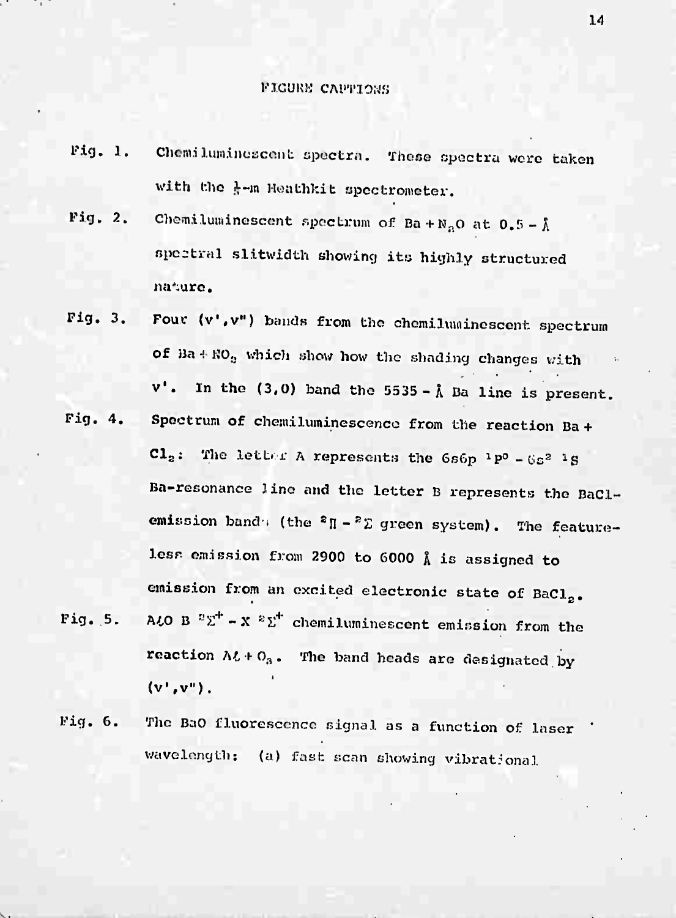## FIGURE CAPTIONS

Fig. 1. Chemiluminescent spectra. These spectra were taken with the $\frac{1}{2}$-m Heathkit spectrometer.

Fig. 2. Chemiluminescent spectrum of Ba + $N_2O$ at 0.5 - Å spectral slitwidth showing its highly structured nature.

Fig. 3. Four (v',v") bands from the chemiluminescent spectrum of Ba + $NO_2$ which show how the shading changes with v'. In the (3,0) band the 5535 - Å Ba line is present.

Fig. 4. Spectrum of chemiluminescence from the reaction Ba + $Cl_2$: The letter A represents the 6s6p $^1P^o$ - $6s^2$ $^1S$ Ba-resonance line and the letter B represents the BaCl-emission bands (the $^2\Pi - ^2\Sigma$ green system). The featureless emission from 2900 to 6000 Å is assigned to emission from an excited electronic state of $BaCl_2$.

Fig. 5. AlO B $^2\Sigma^+$ - X $^2\Sigma^+$ chemiluminescent emission from the reaction Al + $O_3$. The band heads are designated by (v',v").

Fig. 6. The BaO fluorescence signal as a function of laser wavelength: (a) fast scan showing vibrational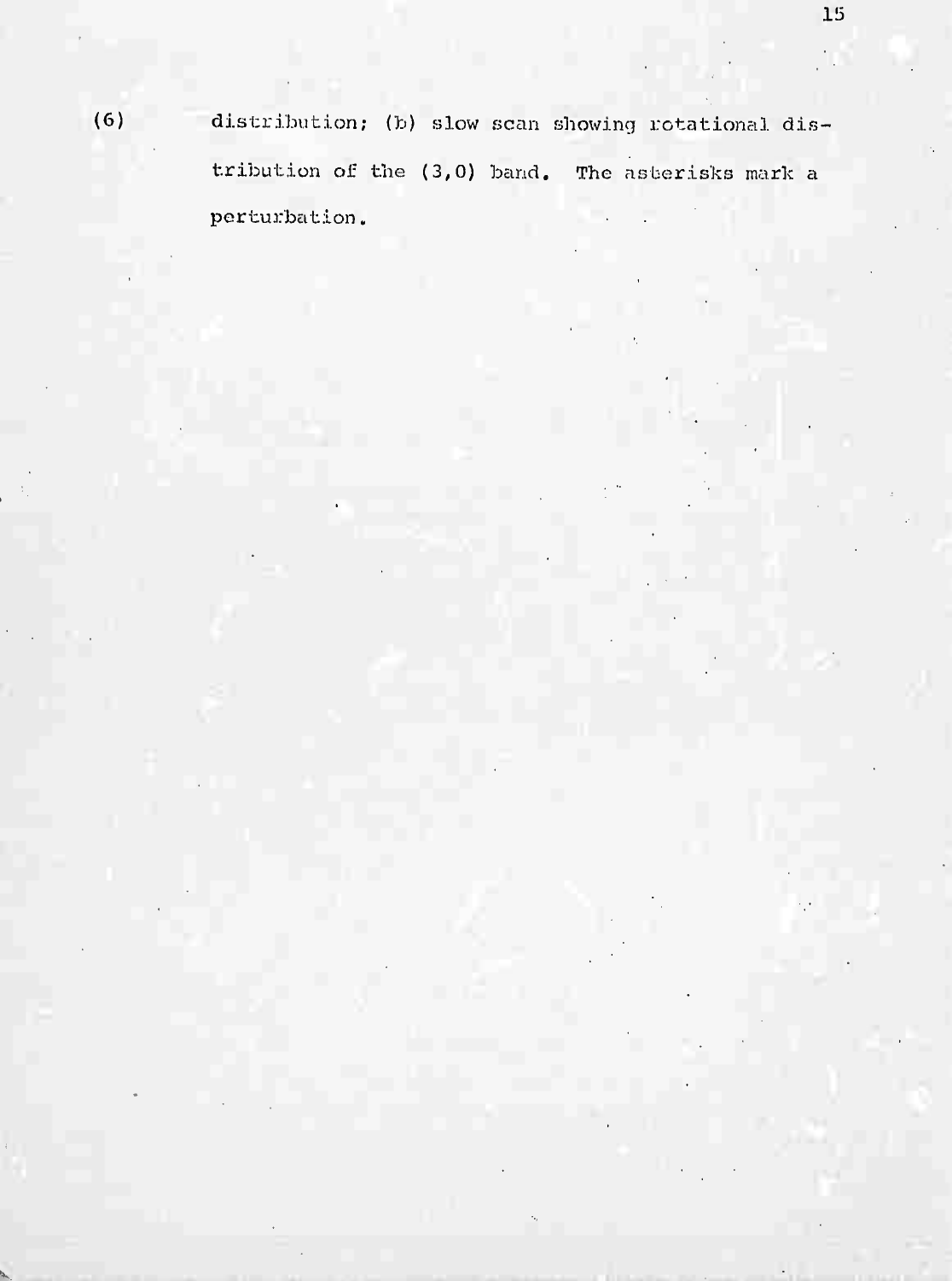(6) distribution; (b) slow scan showing rotational distribution of the (3,0) band. The asterisks mark a perturbation.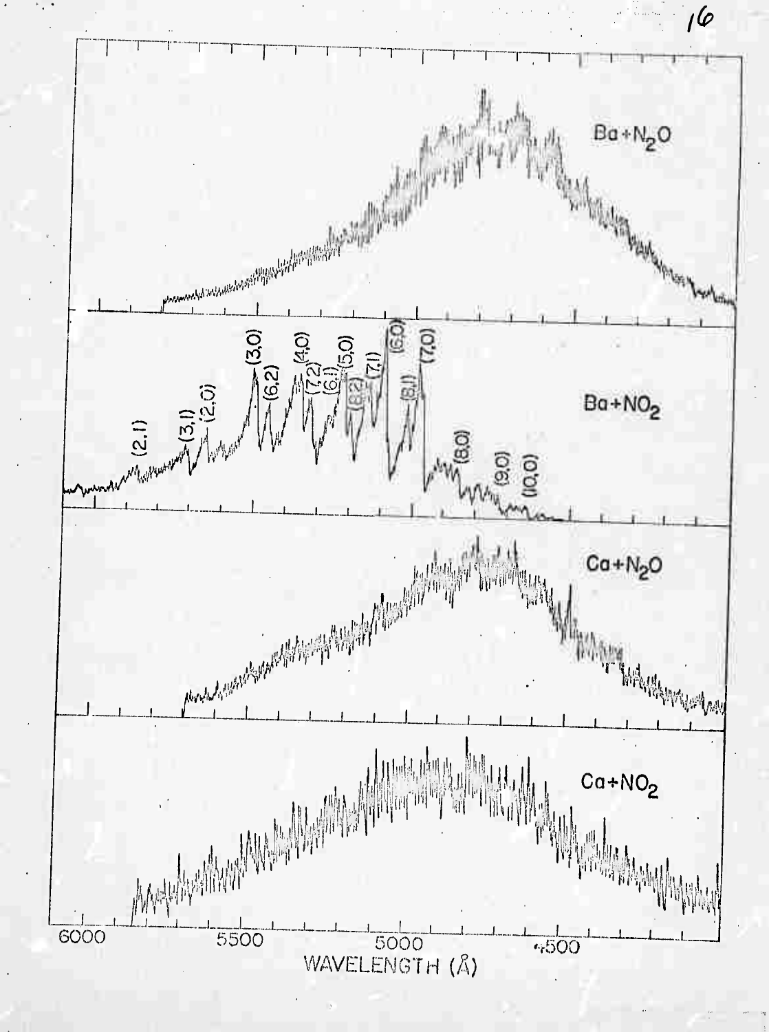$Ba + N_2O$

$Ba + NO_2$

(2,1) (3,1) (2,0) (3,0) (6,2) (4,0) (7,2) (6,1) (5,0) (8,2) (7,1) (6,0) (8,1) (7,0) (8,0) (9,0) (10,0)

$Ca + N_2O$

$Ca + NO_2$

6000 5500 5000 4500

WAVELENGTH (Å)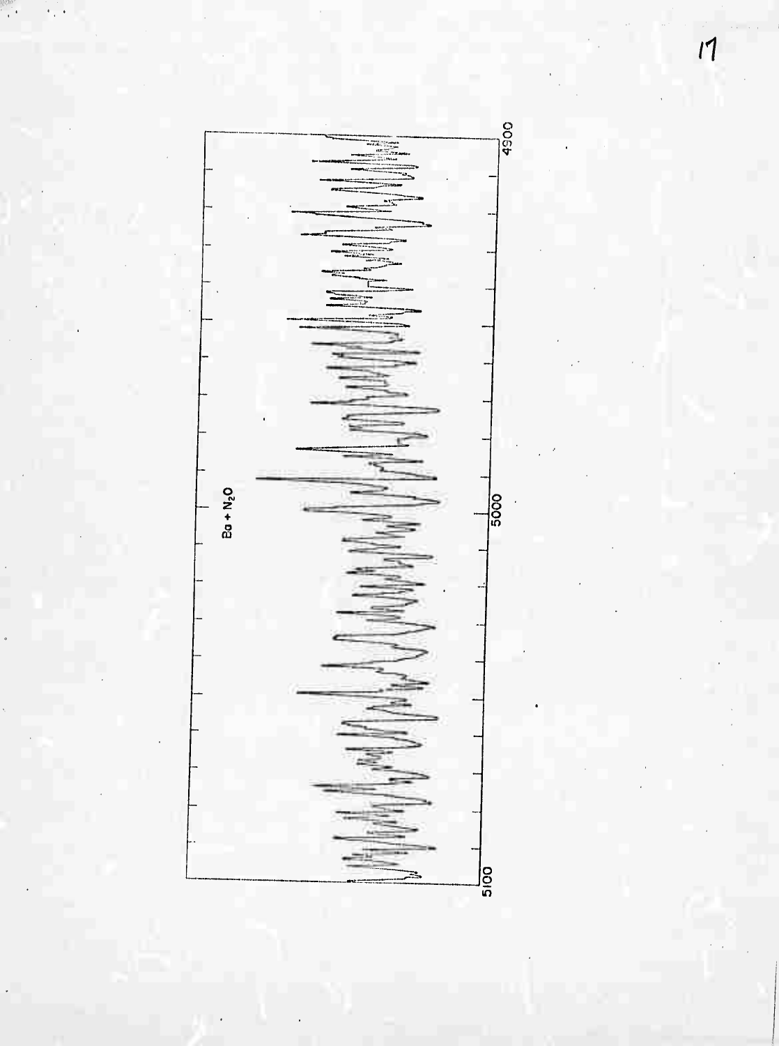Ba + $N_2O$

5100

5000

4900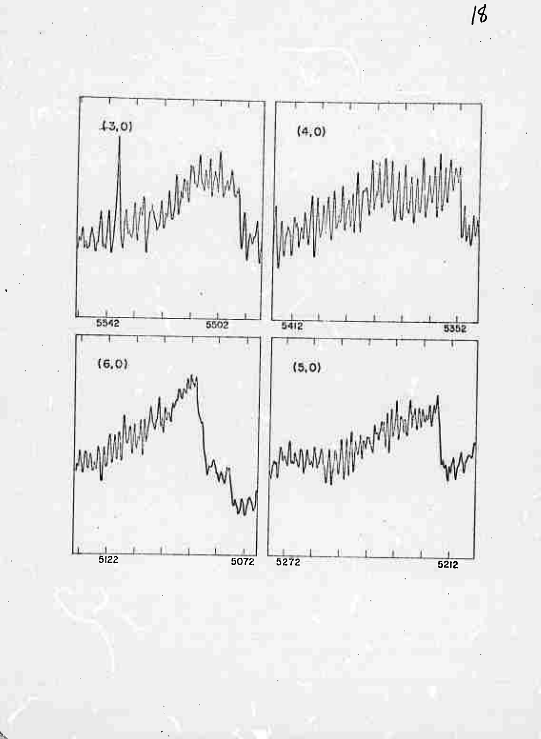(3,0)

5542 5502

(4,0)

5412 5352

(6,0)

5122 5072

(5,0)

5272 5212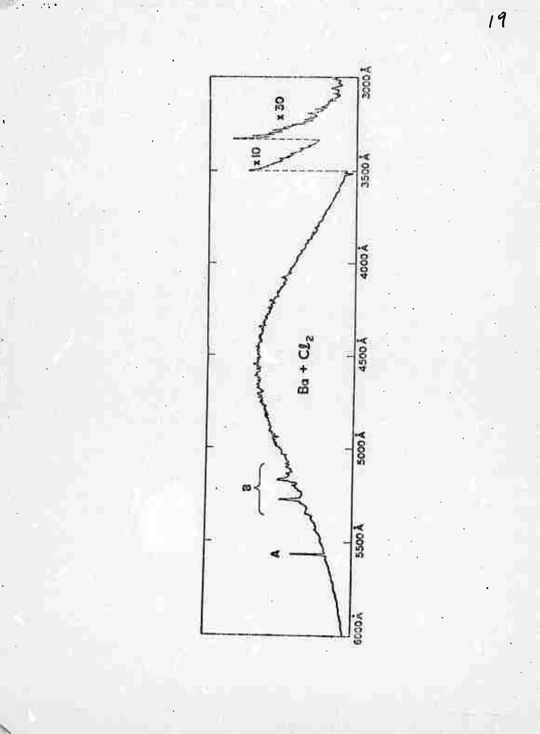6000Å 5500Å 5000Å 4500Å 4000Å 3500Å 3000Å

A

B

Ba + $Cl_2$

x10

x30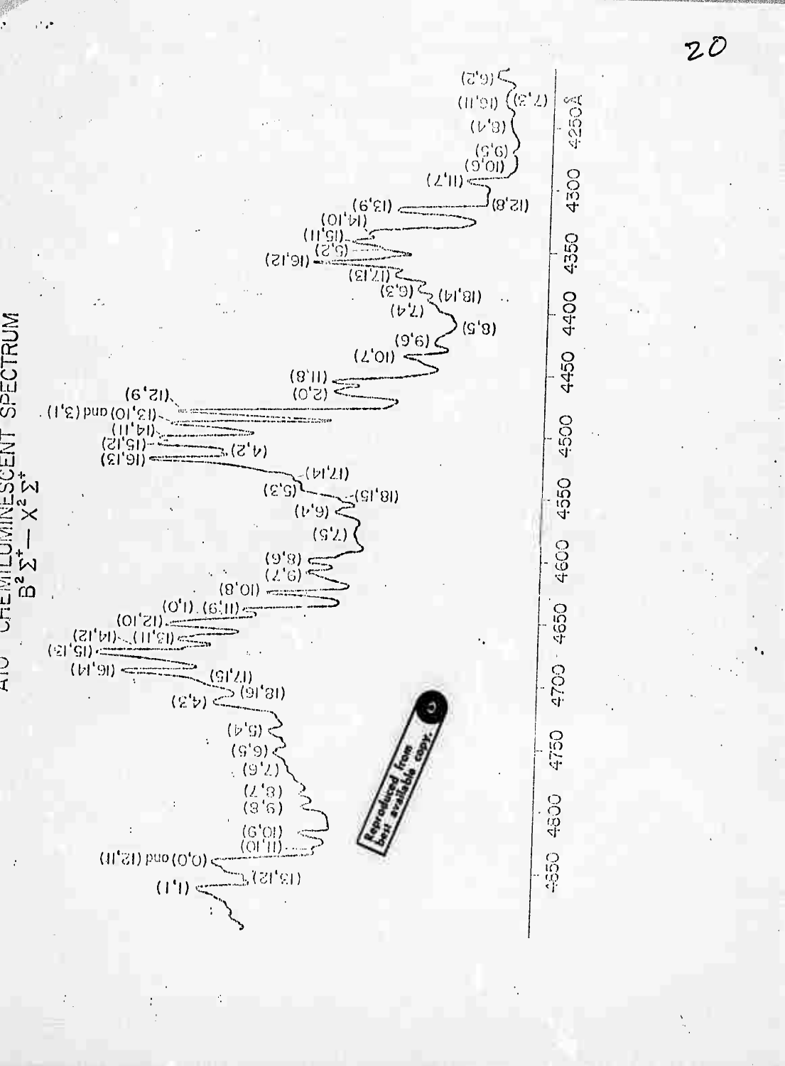AlO CHEMILUMINESCENT SPECTRUM

$B^2\Sigma^+ - X^2\Sigma^+$

(1,1) (13,12) (0,0) and (12,11) (11,10) (10,9) (9,8) (8,7) (7,6) (6,5) (5,4) (4,3) (18,16) (17,15) (16,14) (15,13) (14,12) (13,11) (12,10) (11,9) (1,0) (10,8) (9,7) (8,6) (7,5) (6,4) (5,3) (18,15) (17,14) (4,2) (16,13) (15,12) (14,11) (13,10) and (3,1) (12,9) (11,8) (2,0) (10,7) (9,6) (8,5) (7,4) (18,14) (6,3) (17,13) (16,12) (5,2) (15,11) (14,10) (13,9) (12,8) (11,7) (10,6) (9,5) (8,4) (7,3) (10,11) (6,2)

4850 4800 4750 4700 4650 4600 4550 4500 4450 4400 4350 4300 4250Å

Reproduced from best available copy.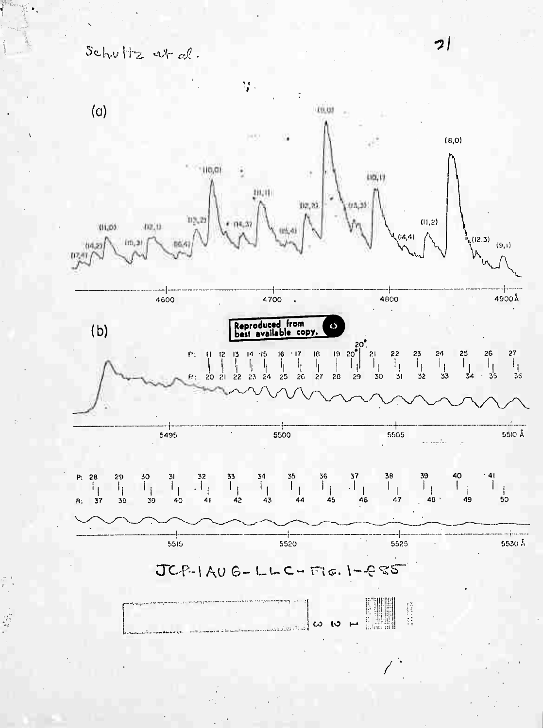Schultz et al.

(a)

(9,0)

(8,0)

(10,0)

(10,1)

(11,1)

(11,0)

(12,1)

(13,2)

(14,3)

(12,2)

(13,3)

(15,4)

(11,2)

(14,2)

(15,3)

(16,4)

(14,4)

(12,3)

(9,1)

(17,4)

4600

4700

4800

4900 Å

(b)

Reproduced from best available copy.

P: 11 12 13 14 15 16 17 18 19 20* 20* 21 22 23 24 25 26 27

R: 20 21 22 23 24 25 26 27 28 29 30 31 32 33 34 35 36

5495

5500

5505

5510 Å

P: 28 29 30 31 32 33 34 35 36 37 38 39 40 41

R: 37 38 39 40 41 42 43 44 45 46 47 48 49 50

5515

5520

5525

5530 Å

JCP-1AU6-LLC-Fig. 1-f85